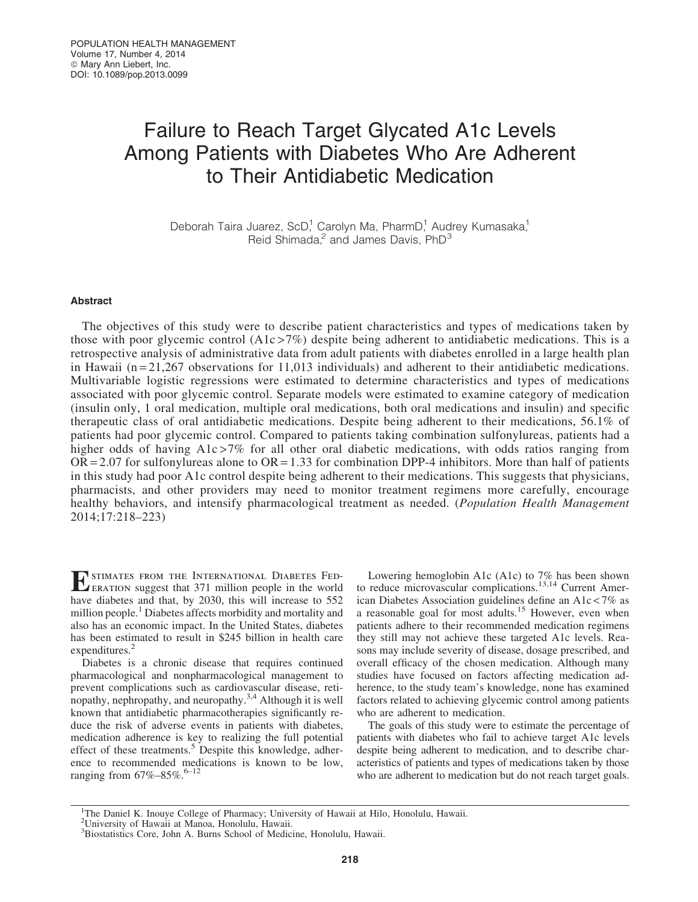# Failure to Reach Target Glycated A1c Levels Among Patients with Diabetes Who Are Adherent to Their Antidiabetic Medication

Deborah Taira Juarez, ScD,[1] Carolyn Ma, PharmD,[1] Audrey Kumasaka,[1] Reid Shimada,[2] and James Davis, PhD[3]

## Abstract

The objectives of this study were to describe patient characteristics and types of medications taken by those with poor glycemic control (A1c >7%) despite being adherent to antidiabetic medications. This is a retrospective analysis of administrative data from adult patients with diabetes enrolled in a large health plan in Hawaii (n = 21,267 observations for 11,013 individuals) and adherent to their antidiabetic medications. Multivariable logistic regressions were estimated to determine characteristics and types of medications associated with poor glycemic control. Separate models were estimated to examine category of medication (insulin only, 1 oral medication, multiple oral medications, both oral medications and insulin) and specific therapeutic class of oral antidiabetic medications. Despite being adherent to their medications, 56.1% of patients had poor glycemic control. Compared to patients taking combination sulfonylureas, patients had a higher odds of having A1c >7% for all other oral diabetic medications, with odds ratios ranging from OR = 2.07 for sulfonylureas alone to OR = 1.33 for combination DPP-4 inhibitors. More than half of patients in this study had poor A1c control despite being adherent to their medications. This suggests that physicians, pharmacists, and other providers may need to monitor treatment regimens more carefully, encourage healthy behaviors, and intensify pharmacological treatment as needed. (*Population Health Management* 2014;17:218–223)

Estimates from the International Diabetes Federation suggest that 371 million people in the world have diabetes and that, by 2030, this will increase to 552 million people.[1] Diabetes affects morbidity and mortality and also has an economic impact. In the United States, diabetes has been estimated to result in $245 billion in health care expenditures.[2]

Diabetes is a chronic disease that requires continued pharmacological and nonpharmacological management to prevent complications such as cardiovascular disease, retinopathy, nephropathy, and neuropathy.[3,4] Although it is well known that antidiabetic pharmacotherapies significantly reduce the risk of adverse events in patients with diabetes, medication adherence is key to realizing the full potential effect of these treatments.[5] Despite this knowledge, adherence to recommended medications is known to be low, ranging from 67%–85%.[6–12]

Lowering hemoglobin A1c (A1c) to 7% has been shown to reduce microvascular complications.[13,14] Current American Diabetes Association guidelines define an A1c < 7% as a reasonable goal for most adults.[15] However, even when patients adhere to their recommended medication regimens they still may not achieve these targeted A1c levels. Reasons may include severity of disease, dosage prescribed, and overall efficacy of the chosen medication. Although many studies have focused on factors affecting medication adherence, to the study team's knowledge, none has examined factors related to achieving glycemic control among patients who are adherent to medication.

The goals of this study were to estimate the percentage of patients with diabetes who fail to achieve target A1c levels despite being adherent to medication, and to describe characteristics of patients and types of medications taken by those who are adherent to medication but do not reach target goals.

[1]The Daniel K. Inouye College of Pharmacy; University of Hawaii at Hilo, Honolulu, Hawaii.
[2]University of Hawaii at Manoa, Honolulu, Hawaii.
[3]Biostatistics Core, John A. Burns School of Medicine, Honolulu, Hawaii.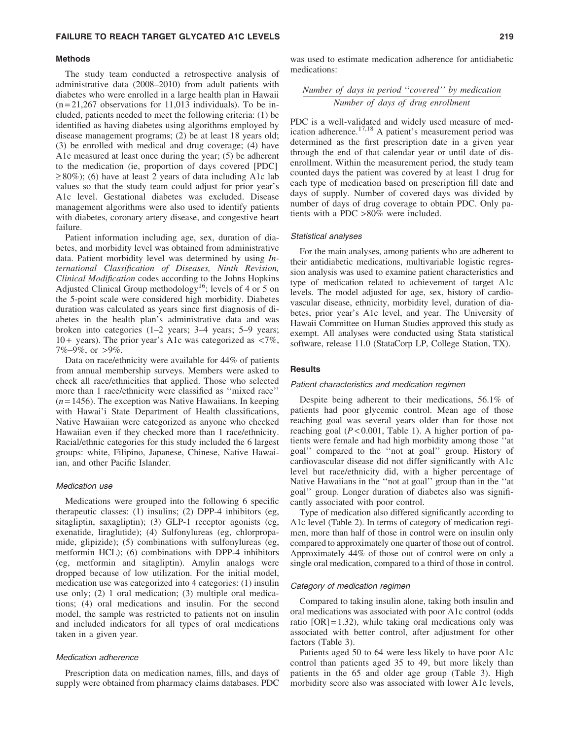### Methods

The study team conducted a retrospective analysis of administrative data (2008–2010) from adult patients with diabetes who were enrolled in a large health plan in Hawaii (n = 21,267 observations for 11,013 individuals). To be included, patients needed to meet the following criteria: (1) be identified as having diabetes using algorithms employed by disease management programs; (2) be at least 18 years old; (3) be enrolled with medical and drug coverage; (4) have A1c measured at least once during the year; (5) be adherent to the medication (ie, proportion of days covered [PDC] ≥ 80%); (6) have at least 2 years of data including A1c lab values so that the study team could adjust for prior year's A1c level. Gestational diabetes was excluded. Disease management algorithms were also used to identify patients with diabetes, coronary artery disease, and congestive heart failure.

Patient information including age, sex, duration of diabetes, and morbidity level was obtained from administrative data. Patient morbidity level was determined by using *International Classification of Diseases, Ninth Revision, Clinical Modification* codes according to the Johns Hopkins Adjusted Clinical Group methodology[16]; levels of 4 or 5 on the 5-point scale were considered high morbidity. Diabetes duration was calculated as years since first diagnosis of diabetes in the health plan's administrative data and was broken into categories (1–2 years; 3–4 years; 5–9 years; 10 + years). The prior year's A1c was categorized as <7%, 7%–9%, or >9%.

Data on race/ethnicity were available for 44% of patients from annual membership surveys. Members were asked to check all race/ethnicities that applied. Those who selected more than 1 race/ethnicity were classified as ''mixed race'' (*n* = 1456). The exception was Native Hawaiians. In keeping with Hawai'i State Department of Health classifications, Native Hawaiian were categorized as anyone who checked Hawaiian even if they checked more than 1 race/ethnicity. Racial/ethnic categories for this study included the 6 largest groups: white, Filipino, Japanese, Chinese, Native Hawaiian, and other Pacific Islander.

#### Medication use

Medications were grouped into the following 6 specific therapeutic classes: (1) insulins; (2) DPP-4 inhibitors (eg, sitagliptin, saxagliptin); (3) GLP-1 receptor agonists (eg, exenatide, liraglutide); (4) Sulfonylureas (eg, chlorpropamide, glipizide); (5) combinations with sulfonylureas (eg, metformin HCL); (6) combinations with DPP-4 inhibitors (eg, metformin and sitagliptin). Amylin analogs were dropped because of low utilization. For the initial model, medication use was categorized into 4 categories: (1) insulin use only; (2) 1 oral medication; (3) multiple oral medications; (4) oral medications and insulin. For the second model, the sample was restricted to patients not on insulin and included indicators for all types of oral medications taken in a given year.

#### Medication adherence

Prescription data on medication names, fills, and days of supply were obtained from pharmacy claims databases. PDC was used to estimate medication adherence for antidiabetic medications:

$$\frac{\textit{Number of days in period ``covered'' by medication}}{\textit{Number of days of drug enrollment}}$$

PDC is a well-validated and widely used measure of medication adherence.[17,18] A patient's measurement period was determined as the first prescription date in a given year through the end of that calendar year or until date of disenrollment. Within the measurement period, the study team counted days the patient was covered by at least 1 drug for each type of medication based on prescription fill date and days of supply. Number of covered days was divided by number of days of drug coverage to obtain PDC. Only patients with a PDC >80% were included.

#### Statistical analyses

For the main analyses, among patients who are adherent to their antidiabetic medications, multivariable logistic regression analysis was used to examine patient characteristics and type of medication related to achievement of target A1c levels. The model adjusted for age, sex, history of cardiovascular disease, ethnicity, morbidity level, duration of diabetes, prior year's A1c level, and year. The University of Hawaii Committee on Human Studies approved this study as exempt. All analyses were conducted using Stata statistical software, release 11.0 (StataCorp LP, College Station, TX).

### Results

#### Patient characteristics and medication regimen

Despite being adherent to their medications, 56.1% of patients had poor glycemic control. Mean age of those reaching goal was several years older than for those not reaching goal ($P < 0.001$, Table 1). A higher portion of patients were female and had high morbidity among those ''at goal'' compared to the ''not at goal'' group. History of cardiovascular disease did not differ significantly with A1c level but race/ethnicity did, with a higher percentage of Native Hawaiians in the ''not at goal'' group than in the ''at goal'' group. Longer duration of diabetes also was significantly associated with poor control.

Type of medication also differed significantly according to A1c level (Table 2). In terms of category of medication regimen, more than half of those in control were on insulin only compared to approximately one quarter of those out of control. Approximately 44% of those out of control were on only a single oral medication, compared to a third of those in control.

#### Category of medication regimen

Compared to taking insulin alone, taking both insulin and oral medications was associated with poor A1c control (odds ratio [OR] = 1.32), while taking oral medications only was associated with better control, after adjustment for other factors (Table 3).

Patients aged 50 to 64 were less likely to have poor A1c control than patients aged 35 to 49, but more likely than patients in the 65 and older age group (Table 3). High morbidity score also was associated with lower A1c levels,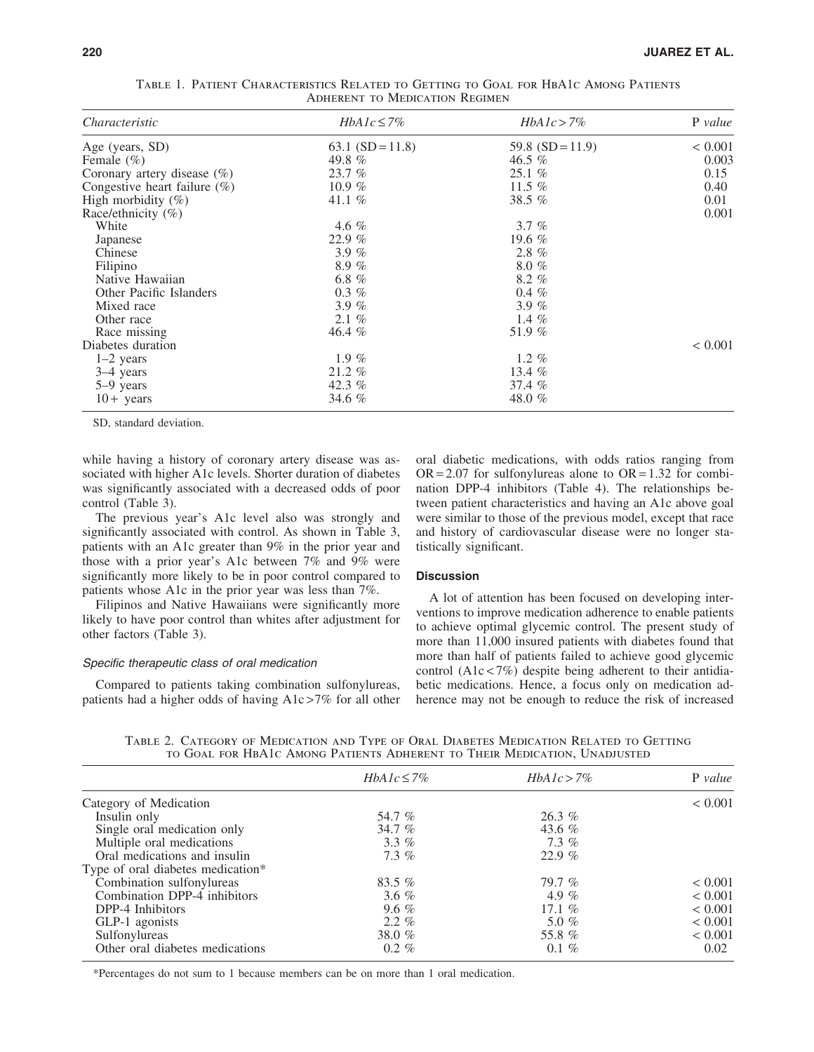Table 1. Patient Characteristics Related to Getting to Goal for HbA1c Among Patients Adherent to Medication Regimen

| *Characteristic* | *HbA1c ≤ 7%* | *HbA1c > 7%* | P *value* |
|---|---|---|---|
| Age (years, SD) | 63.1 (SD = 11.8) | 59.8 (SD = 11.9) | < 0.001 |
| Female (%) | 49.8 % | 46.5 % | 0.003 |
| Coronary artery disease (%) | 23.7 % | 25.1 % | 0.15 |
| Congestive heart failure (%) | 10.9 % | 11.5 % | 0.40 |
| High morbidity (%) | 41.1 % | 38.5 % | 0.01 |
| Race/ethnicity (%) | | | 0.001 |
| White | 4.6 % | 3.7 % | |
| Japanese | 22.9 % | 19.6 % | |
| Chinese | 3.9 % | 2.8 % | |
| Filipino | 8.9 % | 8.0 % | |
| Native Hawaiian | 6.8 % | 8.2 % | |
| Other Pacific Islanders | 0.3 % | 0.4 % | |
| Mixed race | 3.9 % | 3.9 % | |
| Other race | 2.1 % | 1.4 % | |
| Race missing | 46.4 % | 51.9 % | |
| Diabetes duration | | | < 0.001 |
| 1–2 years | 1.9 % | 1.2 % | |
| 3–4 years | 21.2 % | 13.4 % | |
| 5–9 years | 42.3 % | 37.4 % | |
| 10+ years | 34.6 % | 48.0 % | |

SD, standard deviation.

while having a history of coronary artery disease was associated with higher A1c levels. Shorter duration of diabetes was significantly associated with a decreased odds of poor control (Table 3).

The previous year's A1c level also was strongly and significantly associated with control. As shown in Table 3, patients with an A1c greater than 9% in the prior year and those with a prior year's A1c between 7% and 9% were significantly more likely to be in poor control compared to patients whose A1c in the prior year was less than 7%.

Filipinos and Native Hawaiians were significantly more likely to have poor control than whites after adjustment for other factors (Table 3).

### *Specific therapeutic class of oral medication*

Compared to patients taking combination sulfonylureas, patients had a higher odds of having A1c > 7% for all other oral diabetic medications, with odds ratios ranging from OR = 2.07 for sulfonylureas alone to OR = 1.32 for combination DPP-4 inhibitors (Table 4). The relationships between patient characteristics and having an A1c above goal were similar to those of the previous model, except that race and history of cardiovascular disease were no longer statistically significant.

## Discussion

A lot of attention has been focused on developing interventions to improve medication adherence to enable patients to achieve optimal glycemic control. The present study of more than 11,000 insured patients with diabetes found that more than half of patients failed to achieve good glycemic control (A1c < 7%) despite being adherent to their antidiabetic medications. Hence, a focus only on medication adherence may not be enough to reduce the risk of increased

Table 2. Category of Medication and Type of Oral Diabetes Medication Related to Getting to Goal for HbA1c Among Patients Adherent to Their Medication, Unadjusted

| | *HbA1c ≤ 7%* | *HbA1c > 7%* | P *value* |
|---|---|---|---|
| Category of Medication | | | < 0.001 |
| Insulin only | 54.7 % | 26.3 % | |
| Single oral medication only | 34.7 % | 43.6 % | |
| Multiple oral medications | 3.3 % | 7.3 % | |
| Oral medications and insulin | 7.3 % | 22.9 % | |
| Type of oral diabetes medication* | | | |
| Combination sulfonylureas | 83.5 % | 79.7 % | < 0.001 |
| Combination DPP-4 inhibitors | 3.6 % | 4.9 % | < 0.001 |
| DPP-4 Inhibitors | 9.6 % | 17.1 % | < 0.001 |
| GLP-1 agonists | 2.2 % | 5.0 % | < 0.001 |
| Sulfonylureas | 38.0 % | 55.8 % | < 0.001 |
| Other oral diabetes medications | 0.2 % | 0.1 % | 0.02 |

*Percentages do not sum to 1 because members can be on more than 1 oral medication.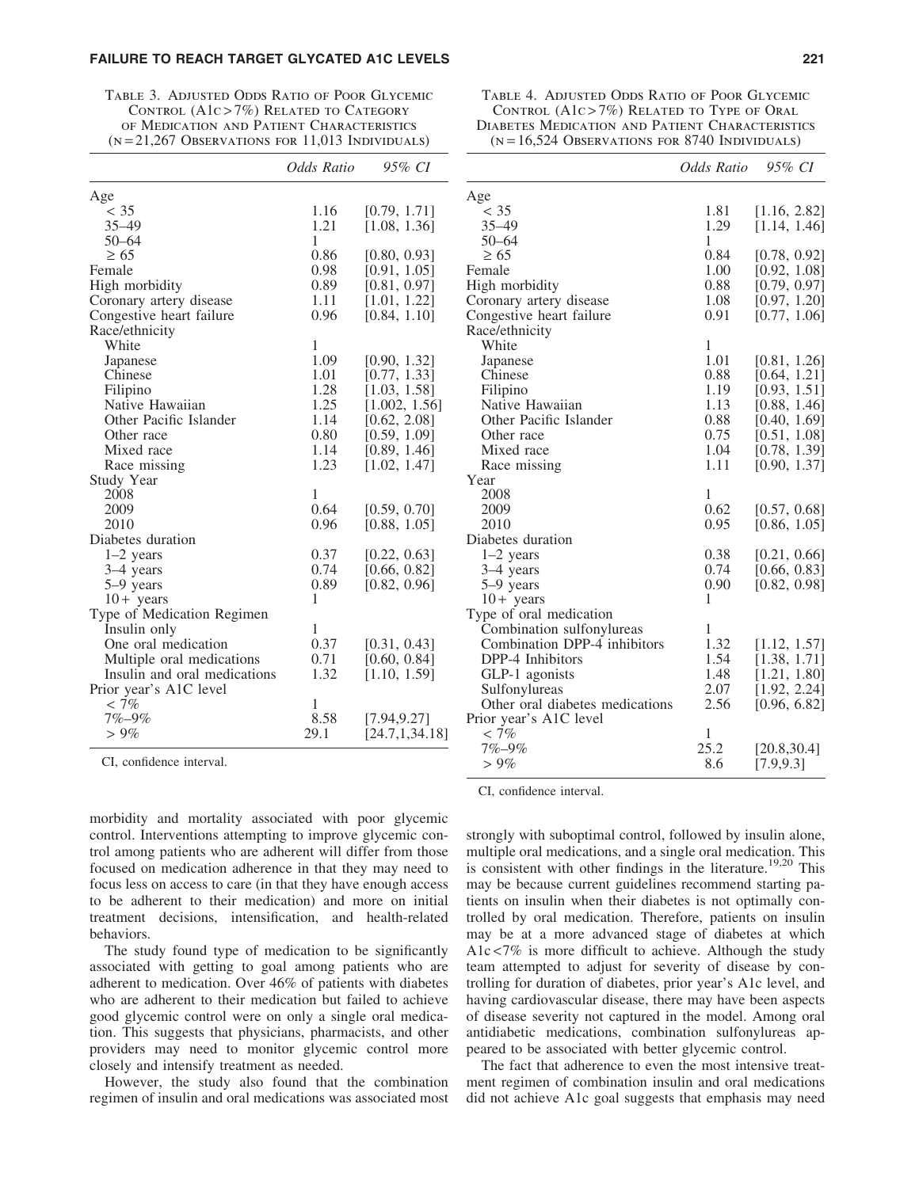Table 3. Adjusted Odds Ratio of Poor Glycemic Control (A1c > 7%) Related to Category of Medication and Patient Characteristics (n = 21,267 Observations for 11,013 Individuals)

| | *Odds Ratio* | *95% CI* |
|---|---|---|
| Age | | |
| < 35 | 1.16 | [0.79, 1.71] |
| 35–49 | 1.21 | [1.08, 1.36] |
| 50–64 | 1 | |
| ≥ 65 | 0.86 | [0.80, 0.93] |
| Female | 0.98 | [0.91, 1.05] |
| High morbidity | 0.89 | [0.81, 0.97] |
| Coronary artery disease | 1.11 | [1.01, 1.22] |
| Congestive heart failure | 0.96 | [0.84, 1.10] |
| Race/ethnicity | | |
| White | 1 | |
| Japanese | 1.09 | [0.90, 1.32] |
| Chinese | 1.01 | [0.77, 1.33] |
| Filipino | 1.28 | [1.03, 1.58] |
| Native Hawaiian | 1.25 | [1.002, 1.56] |
| Other Pacific Islander | 1.14 | [0.62, 2.08] |
| Other race | 0.80 | [0.59, 1.09] |
| Mixed race | 1.14 | [0.89, 1.46] |
| Race missing | 1.23 | [1.02, 1.47] |
| Study Year | | |
| 2008 | 1 | |
| 2009 | 0.64 | [0.59, 0.70] |
| 2010 | 0.96 | [0.88, 1.05] |
| Diabetes duration | | |
| 1–2 years | 0.37 | [0.22, 0.63] |
| 3–4 years | 0.74 | [0.66, 0.82] |
| 5–9 years | 0.89 | [0.82, 0.96] |
| 10+ years | 1 | |
| Type of Medication Regimen | | |
| Insulin only | 1 | |
| One oral medication | 0.37 | [0.31, 0.43] |
| Multiple oral medications | 0.71 | [0.60, 0.84] |
| Insulin and oral medications | 1.32 | [1.10, 1.59] |
| Prior year's A1C level | | |
| < 7% | 1 | |
| 7%–9% | 8.58 | [7.94,9.27] |
| > 9% | 29.1 | [24.7,1,34.18] |

CI, confidence interval.

Table 4. Adjusted Odds Ratio of Poor Glycemic Control (A1c > 7%) Related to Type of Oral Diabetes Medication and Patient Characteristics (n = 16,524 Observations for 8740 Individuals)

| | *Odds Ratio* | *95% CI* |
|---|---|---|
| Age | | |
| < 35 | 1.81 | [1.16, 2.82] |
| 35–49 | 1.29 | [1.14, 1.46] |
| 50–64 | 1 | |
| ≥ 65 | 0.84 | [0.78, 0.92] |
| Female | 1.00 | [0.92, 1.08] |
| High morbidity | 0.88 | [0.79, 0.97] |
| Coronary artery disease | 1.08 | [0.97, 1.20] |
| Congestive heart failure | 0.91 | [0.77, 1.06] |
| Race/ethnicity | | |
| White | 1 | |
| Japanese | 1.01 | [0.81, 1.26] |
| Chinese | 0.88 | [0.64, 1.21] |
| Filipino | 1.19 | [0.93, 1.51] |
| Native Hawaiian | 1.13 | [0.88, 1.46] |
| Other Pacific Islander | 0.88 | [0.40, 1.69] |
| Other race | 0.75 | [0.51, 1.08] |
| Mixed race | 1.04 | [0.78, 1.39] |
| Race missing | 1.11 | [0.90, 1.37] |
| Year | | |
| 2008 | 1 | |
| 2009 | 0.62 | [0.57, 0.68] |
| 2010 | 0.95 | [0.86, 1.05] |
| Diabetes duration | | |
| 1–2 years | 0.38 | [0.21, 0.66] |
| 3–4 years | 0.74 | [0.66, 0.83] |
| 5–9 years | 0.90 | [0.82, 0.98] |
| 10+ years | 1 | |
| Type of oral medication | | |
| Combination sulfonylureas | 1 | |
| Combination DPP-4 inhibitors | 1.32 | [1.12, 1.57] |
| DPP-4 Inhibitors | 1.54 | [1.38, 1.71] |
| GLP-1 agonists | 1.48 | [1.21, 1.80] |
| Sulfonylureas | 2.07 | [1.92, 2.24] |
| Other oral diabetes medications | 2.56 | [0.96, 6.82] |
| Prior year's A1C level | | |
| < 7% | 1 | |
| 7%–9% | 25.2 | [20.8,30.4] |
| > 9% | 8.6 | [7.9,9.3] |

CI, confidence interval.

morbidity and mortality associated with poor glycemic control. Interventions attempting to improve glycemic control among patients who are adherent will differ from those focused on medication adherence in that they may need to focus less on access to care (in that they have enough access to be adherent to their medication) and more on initial treatment decisions, intensification, and health-related behaviors.

The study found type of medication to be significantly associated with getting to goal among patients who are adherent to medication. Over 46% of patients with diabetes who are adherent to their medication but failed to achieve good glycemic control were on only a single oral medication. This suggests that physicians, pharmacists, and other providers may need to monitor glycemic control more closely and intensify treatment as needed.

However, the study also found that the combination regimen of insulin and oral medications was associated most strongly with suboptimal control, followed by insulin alone, multiple oral medications, and a single oral medication. This is consistent with other findings in the literature.[19,20] This may be because current guidelines recommend starting patients on insulin when their diabetes is not optimally controlled by oral medication. Therefore, patients on insulin may be at a more advanced stage of diabetes at which A1c < 7% is more difficult to achieve. Although the study team attempted to adjust for severity of disease by controlling for duration of diabetes, prior year's A1c level, and having cardiovascular disease, there may have been aspects of disease severity not captured in the model. Among oral antidiabetic medications, combination sulfonylureas appeared to be associated with better glycemic control.

The fact that adherence to even the most intensive treatment regimen of combination insulin and oral medications did not achieve A1c goal suggests that emphasis may need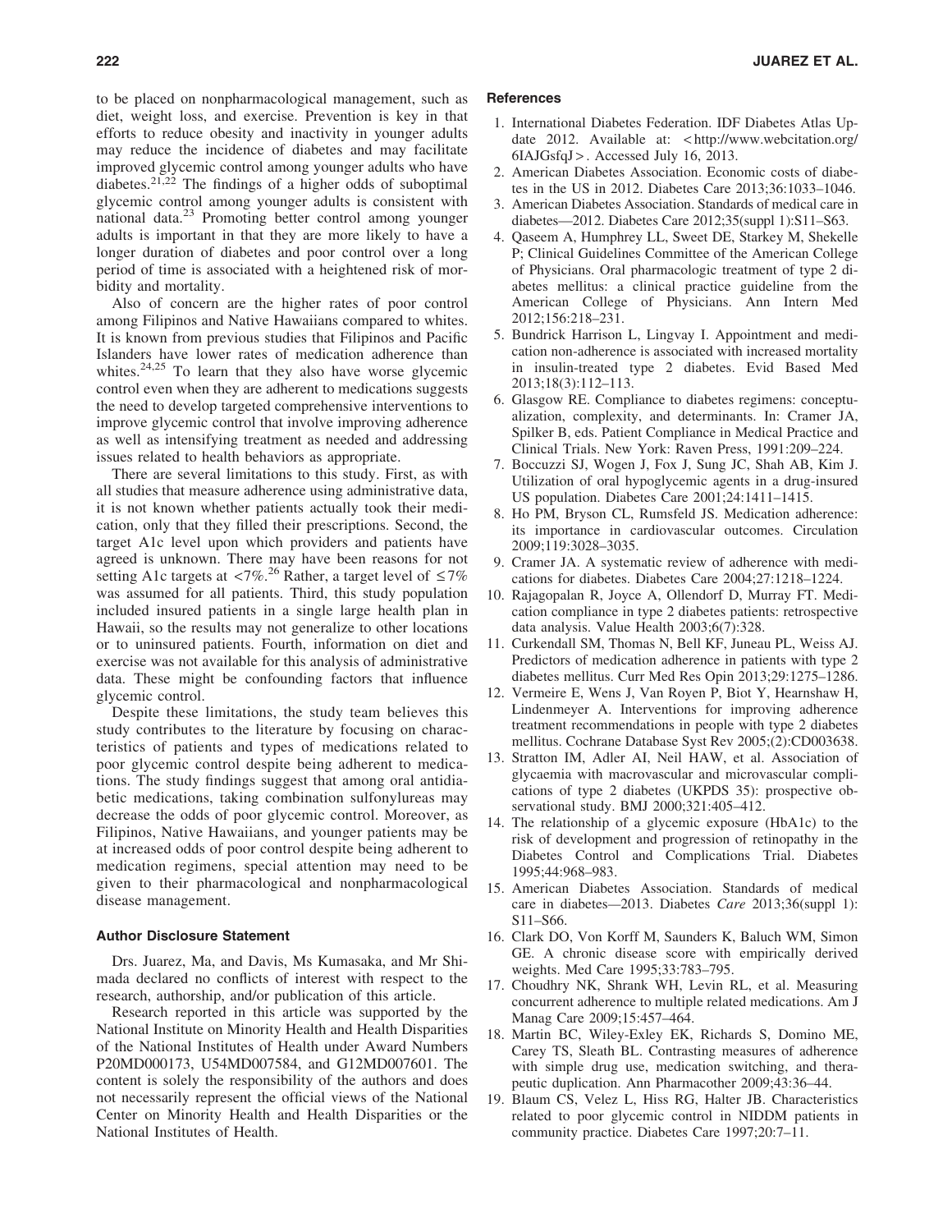to be placed on nonpharmacological management, such as diet, weight loss, and exercise. Prevention is key in that efforts to reduce obesity and inactivity in younger adults may reduce the incidence of diabetes and may facilitate improved glycemic control among younger adults who have diabetes.[21,22] The findings of a higher odds of suboptimal glycemic control among younger adults is consistent with national data.[23] Promoting better control among younger adults is important in that they are more likely to have a longer duration of diabetes and poor control over a long period of time is associated with a heightened risk of morbidity and mortality.

Also of concern are the higher rates of poor control among Filipinos and Native Hawaiians compared to whites. It is known from previous studies that Filipinos and Pacific Islanders have lower rates of medication adherence than whites.[24,25] To learn that they also have worse glycemic control even when they are adherent to medications suggests the need to develop targeted comprehensive interventions to improve glycemic control that involve improving adherence as well as intensifying treatment as needed and addressing issues related to health behaviors as appropriate.

There are several limitations to this study. First, as with all studies that measure adherence using administrative data, it is not known whether patients actually took their medication, only that they filled their prescriptions. Second, the target A1c level upon which providers and patients have agreed is unknown. There may have been reasons for not setting A1c targets at $<7\%$.[26] Rather, a target level of $\leq 7\%$ was assumed for all patients. Third, this study population included insured patients in a single large health plan in Hawaii, so the results may not generalize to other locations or to uninsured patients. Fourth, information on diet and exercise was not available for this analysis of administrative data. These might be confounding factors that influence glycemic control.

Despite these limitations, the study team believes this study contributes to the literature by focusing on characteristics of patients and types of medications related to poor glycemic control despite being adherent to medications. The study findings suggest that among oral antidiabetic medications, taking combination sulfonylureas may decrease the odds of poor glycemic control. Moreover, as Filipinos, Native Hawaiians, and younger patients may be at increased odds of poor control despite being adherent to medication regimens, special attention may need to be given to their pharmacological and nonpharmacological disease management.

### Author Disclosure Statement

Drs. Juarez, Ma, and Davis, Ms Kumasaka, and Mr Shimada declared no conflicts of interest with respect to the research, authorship, and/or publication of this article.

Research reported in this article was supported by the National Institute on Minority Health and Health Disparities of the National Institutes of Health under Award Numbers P20MD000173, U54MD007584, and G12MD007601. The content is solely the responsibility of the authors and does not necessarily represent the official views of the National Center on Minority Health and Health Disparities or the National Institutes of Health.

### References

1. International Diabetes Federation. IDF Diabetes Atlas Update 2012. Available at: <http://www.webcitation.org/6IAJGsfqJ>. Accessed July 16, 2013.
2. American Diabetes Association. Economic costs of diabetes in the US in 2012. Diabetes Care 2013;36:1033–1046.
3. American Diabetes Association. Standards of medical care in diabetes—2012. Diabetes Care 2012;35(suppl 1):S11–S63.
4. Qaseem A, Humphrey LL, Sweet DE, Starkey M, Shekelle P; Clinical Guidelines Committee of the American College of Physicians. Oral pharmacologic treatment of type 2 diabetes mellitus: a clinical practice guideline from the American College of Physicians. Ann Intern Med 2012;156:218–231.
5. Bundrick Harrison L, Lingvay I. Appointment and medication non-adherence is associated with increased mortality in insulin-treated type 2 diabetes. Evid Based Med 2013;18(3):112–113.
6. Glasgow RE. Compliance to diabetes regimens: conceptualization, complexity, and determinants. In: Cramer JA, Spilker B, eds. Patient Compliance in Medical Practice and Clinical Trials. New York: Raven Press, 1991:209–224.
7. Boccuzzi SJ, Wogen J, Fox J, Sung JC, Shah AB, Kim J. Utilization of oral hypoglycemic agents in a drug-insured US population. Diabetes Care 2001;24:1411–1415.
8. Ho PM, Bryson CL, Rumsfeld JS. Medication adherence: its importance in cardiovascular outcomes. Circulation 2009;119:3028–3035.
9. Cramer JA. A systematic review of adherence with medications for diabetes. Diabetes Care 2004;27:1218–1224.
10. Rajagopalan R, Joyce A, Ollendorf D, Murray FT. Medication compliance in type 2 diabetes patients: retrospective data analysis. Value Health 2003;6(7):328.
11. Curkendall SM, Thomas N, Bell KF, Juneau PL, Weiss AJ. Predictors of medication adherence in patients with type 2 diabetes mellitus. Curr Med Res Opin 2013;29:1275–1286.
12. Vermeire E, Wens J, Van Royen P, Biot Y, Hearnshaw H, Lindenmeyer A. Interventions for improving adherence treatment recommendations in people with type 2 diabetes mellitus. Cochrane Database Syst Rev 2005;(2):CD003638.
13. Stratton IM, Adler AI, Neil HAW, et al. Association of glycaemia with macrovascular and microvascular complications of type 2 diabetes (UKPDS 35): prospective observational study. BMJ 2000;321:405–412.
14. The relationship of a glycemic exposure (HbA1c) to the risk of development and progression of retinopathy in the Diabetes Control and Complications Trial. Diabetes 1995;44:968–983.
15. American Diabetes Association. Standards of medical care in diabetes—2013. Diabetes *Care* 2013;36(suppl 1): S11–S66.
16. Clark DO, Von Korff M, Saunders K, Baluch WM, Simon GE. A chronic disease score with empirically derived weights. Med Care 1995;33:783–795.
17. Choudhry NK, Shrank WH, Levin RL, et al. Measuring concurrent adherence to multiple related medications. Am J Manag Care 2009;15:457–464.
18. Martin BC, Wiley-Exley EK, Richards S, Domino ME, Carey TS, Sleath BL. Contrasting measures of adherence with simple drug use, medication switching, and therapeutic duplication. Ann Pharmacother 2009;43:36–44.
19. Blaum CS, Velez L, Hiss RG, Halter JB. Characteristics related to poor glycemic control in NIDDM patients in community practice. Diabetes Care 1997;20:7–11.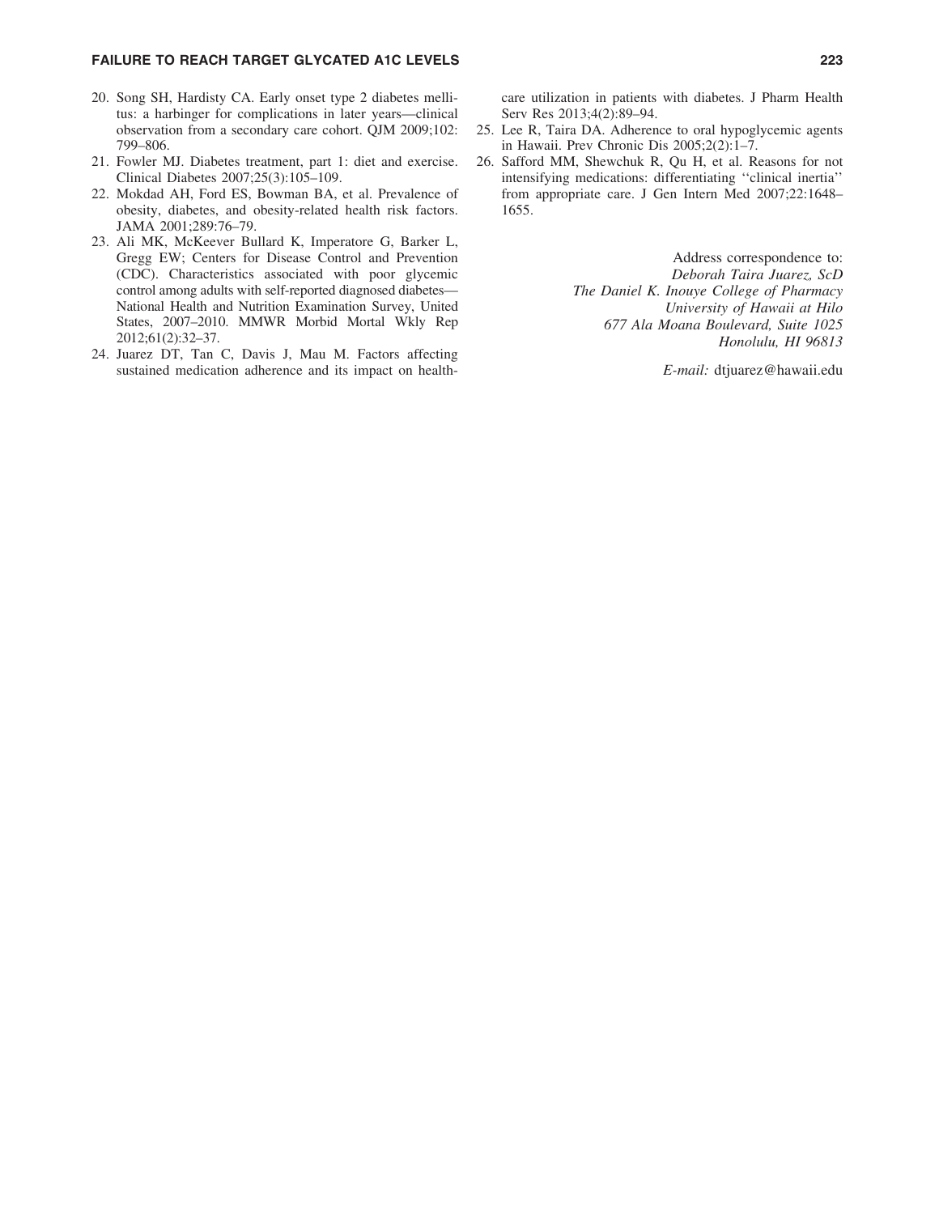20. Song SH, Hardisty CA. Early onset type 2 diabetes mellitus: a harbinger for complications in later years—clinical observation from a secondary care cohort. QJM 2009;102: 799–806.
21. Fowler MJ. Diabetes treatment, part 1: diet and exercise. Clinical Diabetes 2007;25(3):105–109.
22. Mokdad AH, Ford ES, Bowman BA, et al. Prevalence of obesity, diabetes, and obesity-related health risk factors. JAMA 2001;289:76–79.
23. Ali MK, McKeever Bullard K, Imperatore G, Barker L, Gregg EW; Centers for Disease Control and Prevention (CDC). Characteristics associated with poor glycemic control among adults with self-reported diagnosed diabetes—National Health and Nutrition Examination Survey, United States, 2007–2010. MMWR Morbid Mortal Wkly Rep 2012;61(2):32–37.
24. Juarez DT, Tan C, Davis J, Mau M. Factors affecting sustained medication adherence and its impact on health-care utilization in patients with diabetes. J Pharm Health Serv Res 2013;4(2):89–94.
25. Lee R, Taira DA. Adherence to oral hypoglycemic agents in Hawaii. Prev Chronic Dis 2005;2(2):1–7.
26. Safford MM, Shewchuk R, Qu H, et al. Reasons for not intensifying medications: differentiating ''clinical inertia'' from appropriate care. J Gen Intern Med 2007;22:1648–1655.

Address correspondence to:
*Deborah Taira Juarez, ScD*
*The Daniel K. Inouye College of Pharmacy*
*University of Hawaii at Hilo*
*677 Ala Moana Boulevard, Suite 1025*
*Honolulu, HI 96813*

*E-mail:* dtjuarez@hawaii.edu